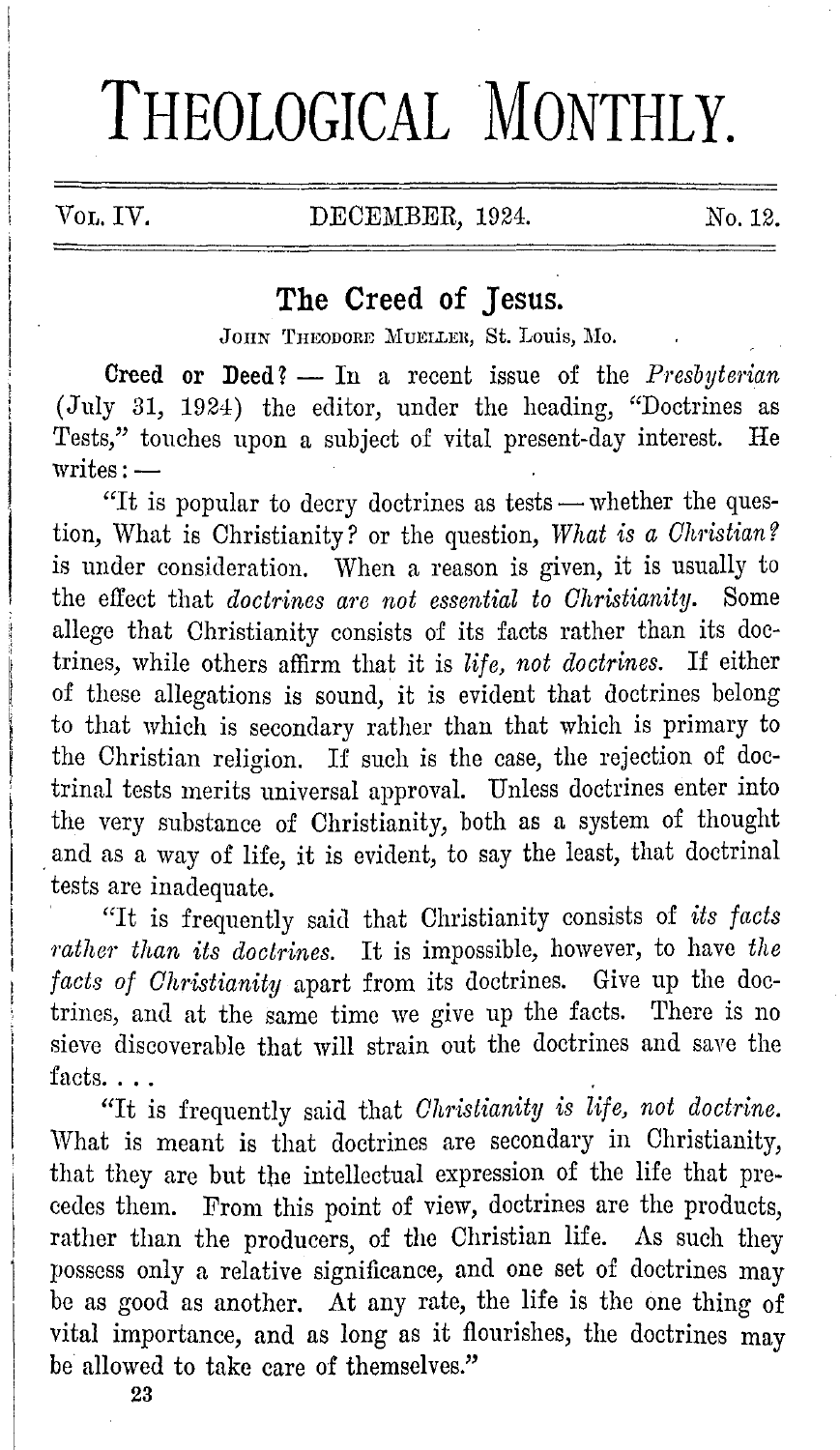# THEOLOGICAL MONTHLY.

Vol. IV. DECEMBER, 1924. No. 12.

## The Creed of Jesus.

JOHN THEODORE MUELLER, St. Louis, Mo.

**Creed or Deed?** — In a recent issue of the *Presbyterian* (July 31, 1924) the editor, under the heading, "Doctrines as Tests," touches upon a subject of vital present-day interest. He writes: —

"It is popular to decry doctrines as tests — whether the question, What is Christianity? or the question, *What is a Christian?* is under consideration. When a reason is given, it is usually to the effect that *doctrines are not essential to Christianity.* Some allege that Christianity consists of its facts rather than its doctrines, while others affirm that it is *life, not doctrines.* If either of these allegations is sound, it is evident that doctrines belong to that which is secondary rather than that which is primary to the Christian religion. If such is the case, the rejection of doctrinal tests merits universal approval. Unless doctrines enter into the very substance of Christianity, both as a system of thought and as a way of life, it is evident, to say the least, that doctrinal tests are inadequate.

"It is frequently said that Christianity consists of *its facts rather than its doctrines.* It is impossible, however, to have *the facts of Christianity* apart from its doctrines. Give up the doctrines, and at the same time we give up the facts. There is no sieve discoverable that will strain out the doctrines and save the facts. . . .

"It is frequently said that *Christianity is life, not doctrine.* What is meant is that doctrines are secondary in Christianity, that they are but the intellectual expression of the life that precedes them. From this point of view, doctrines are the products, rather than the producers, of the Christian life. As such they possess only a relative significance, and one set of doctrines may be as good as another. At any rate, the life is the one thing of vital importance, and as long as it flourishes, the doctrines may be allowed to take care of themselves."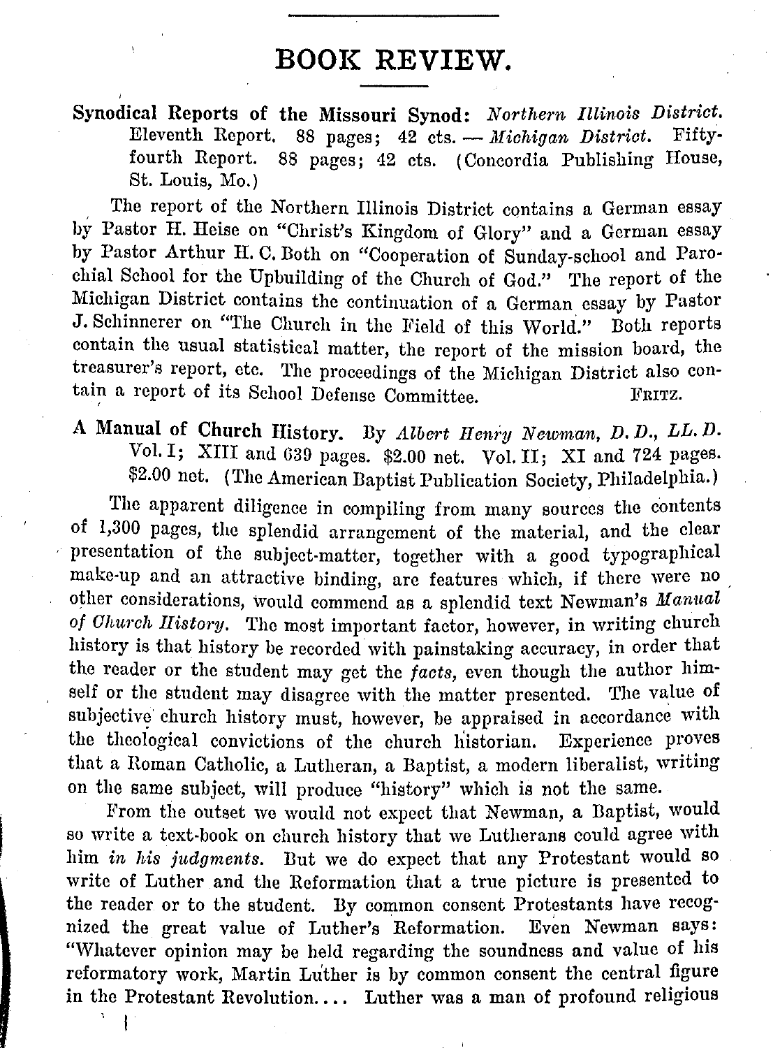## BOOK REVIEW.

**Synodical Reports of the Missouri Synod:** *Northern Illinois District.* Eleventh Report. 88 pages; 42 cts. — *Michigan District.* Fifty-fourth Report. 88 pages; 42 cts. (Concordia Publishing House, St. Louis, Mo.)

The report of the Northern Illinois District contains a German essay by Pastor H. Heise on "Christ's Kingdom of Glory" and a German essay by Pastor Arthur H. C. Both on "Cooperation of Sunday-school and Parochial School for the Upbuilding of the Church of God." The report of the Michigan District contains the continuation of a German essay by Pastor J. Schinnerer on "The Church in the Field of this World." Both reports contain the usual statistical matter, the report of the mission board, the treasurer's report, etc. The proceedings of the Michigan District also contain a report of its School Defense Committee. FRITZ.

**A Manual of Church History.** By *Albert Henry Newman, D. D., LL. D.* Vol. I; XIII and 639 pages. $2.00 net. Vol. II; XI and 724 pages. $2.00 net. (The American Baptist Publication Society, Philadelphia.)

The apparent diligence in compiling from many sources the contents of 1,300 pages, the splendid arrangement of the material, and the clear presentation of the subject-matter, together with a good typographical make-up and an attractive binding, are features which, if there were no other considerations, would commend as a splendid text Newman's *Manual of Church History.* The most important factor, however, in writing church history is that history be recorded with painstaking accuracy, in order that the reader or the student may get the *facts,* even though the author himself or the student may disagree with the matter presented. The value of subjective church history must, however, be appraised in accordance with the theological convictions of the church historian. Experience proves that a Roman Catholic, a Lutheran, a Baptist, a modern liberalist, writing on the same subject, will produce "history" which is not the same.

From the outset we would not expect that Newman, a Baptist, would so write a text-book on church history that we Lutherans could agree with him *in his judgments.* But we do expect that any Protestant would so write of Luther and the Reformation that a true picture is presented to the reader or to the student. By common consent Protestants have recognized the great value of Luther's Reformation. Even Newman says: "Whatever opinion may be held regarding the soundness and value of his reformatory work, Martin Luther is by common consent the central figure in the Protestant Revolution.... Luther was a man of profound religious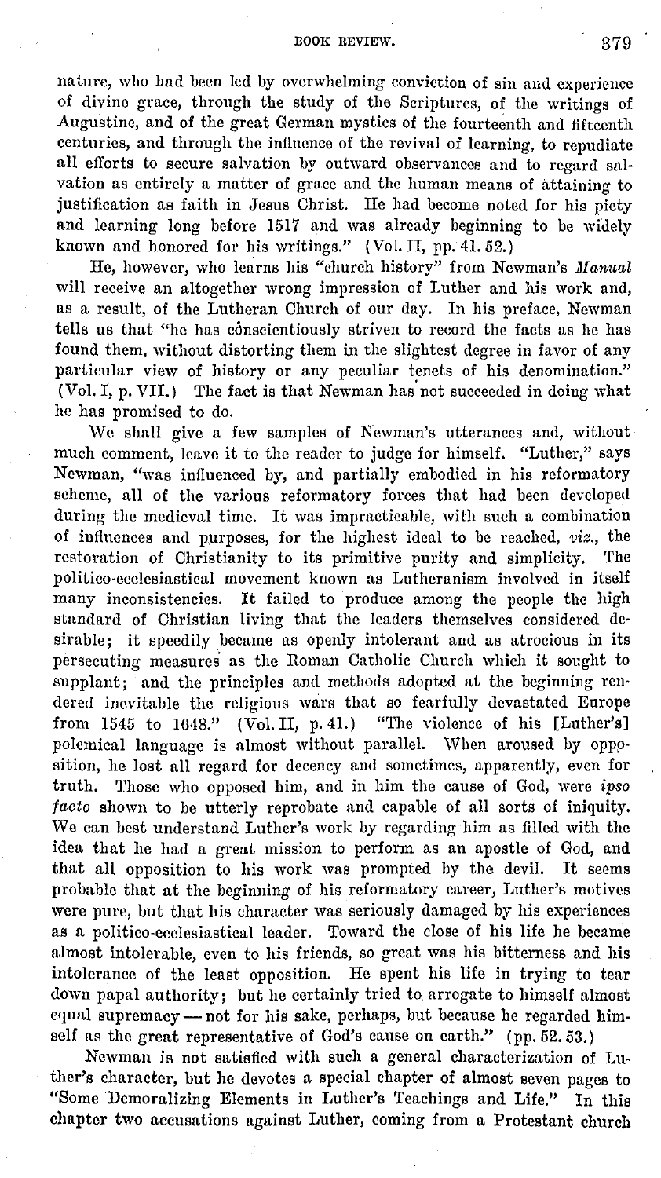nature, who had been led by overwhelming conviction of sin and experience of divine grace, through the study of the Scriptures, of the writings of Augustine, and of the great German mystics of the fourteenth and fifteenth centuries, and through the influence of the revival of learning, to repudiate all efforts to secure salvation by outward observances and to regard salvation as entirely a matter of grace and the human means of attaining to justification as faith in Jesus Christ. He had become noted for his piety and learning long before 1517 and was already beginning to be widely known and honored for his writings." (Vol. II, pp. 41. 52.)

He, however, who learns his "church history" from Newman's *Manual* will receive an altogether wrong impression of Luther and his work and, as a result, of the Lutheran Church of our day. In his preface, Newman tells us that "he has conscientiously striven to record the facts as he has found them, without distorting them in the slightest degree in favor of any particular view of history or any peculiar tenets of his denomination." (Vol. I, p. VII.) The fact is that Newman has not succeeded in doing what he has promised to do.

We shall give a few samples of Newman's utterances and, without much comment, leave it to the reader to judge for himself. "Luther," says Newman, "was influenced by, and partially embodied in his reformatory scheme, all of the various reformatory forces that had been developed during the medieval time. It was impracticable, with such a combination of influences and purposes, for the highest ideal to be reached, *viz.*, the restoration of Christianity to its primitive purity and simplicity. The politico-ecclesiastical movement known as Lutheranism involved in itself many inconsistencies. It failed to produce among the people the high standard of Christian living that the leaders themselves considered desirable; it speedily became as openly intolerant and as atrocious in its persecuting measures as the Roman Catholic Church which it sought to supplant; and the principles and methods adopted at the beginning rendered inevitable the religious wars that so fearfully devastated Europe from 1545 to 1648." (Vol. II, p. 41.) "The violence of his [Luther's] polemical language is almost without parallel. When aroused by opposition, he lost all regard for decency and sometimes, apparently, even for truth. Those who opposed him, and in him the cause of God, were *ipso facto* shown to be utterly reprobate and capable of all sorts of iniquity. We can best understand Luther's work by regarding him as filled with the idea that he had a great mission to perform as an apostle of God, and that all opposition to his work was prompted by the devil. It seems probable that at the beginning of his reformatory career, Luther's motives were pure, but that his character was seriously damaged by his experiences as a politico-ecclesiastical leader. Toward the close of his life he became almost intolerable, even to his friends, so great was his bitterness and his intolerance of the least opposition. He spent his life in trying to tear down papal authority; but he certainly tried to arrogate to himself almost equal supremacy — not for his sake, perhaps, but because he regarded himself as the great representative of God's cause on earth." (pp. 52. 53.)

Newman is not satisfied with such a general characterization of Luther's character, but he devotes a special chapter of almost seven pages to "Some Demoralizing Elements in Luther's Teachings and Life." In this chapter two accusations against Luther, coming from a Protestant church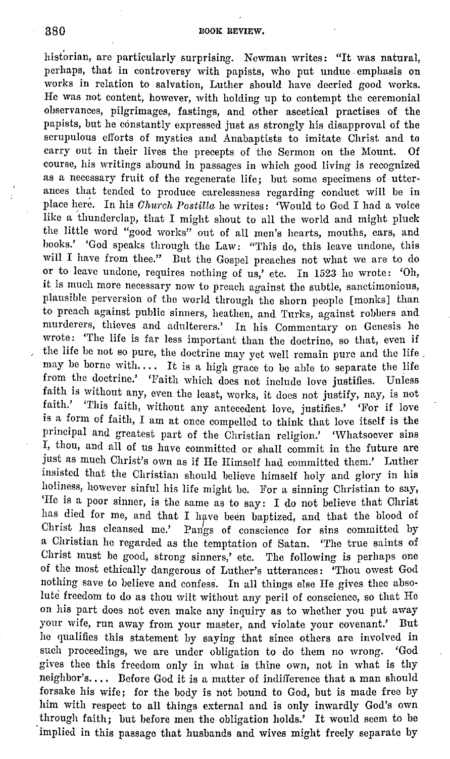historian, are particularly surprising. Newman writes: "It was natural, perhaps, that in controversy with papists, who put undue emphasis on works in relation to salvation, Luther should have decried good works. He was not content, however, with holding up to contempt the ceremonial observances, pilgrimages, fastings, and other ascetical practises of the papists, but he constantly expressed just as strongly his disapproval of the scrupulous efforts of mystics and Anabaptists to imitate Christ and to carry out in their lives the precepts of the Sermon on the Mount. Of course, his writings abound in passages in which good living is recognized as a necessary fruit of the regenerate life; but some specimens of utterances that tended to produce carelessness regarding conduct will be in place here. In his *Church Postilla* he writes: 'Would to God I had a voice like a thunderclap, that I might shout to all the world and might pluck the little word "good works" out of all men's hearts, mouths, ears, and books.' 'God speaks through the Law: "This do, this leave undone, this will I have from thee." But the Gospel preaches not what we are to do or to leave undone, requires nothing of us,' etc. In 1523 he wrote: 'Oh, it is much more necessary now to preach against the subtle, sanctimonious, plausible perversion of the world through the shorn people [monks] than to preach against public sinners, heathen, and Turks, against robbers and murderers, thieves and adulterers.' In his Commentary on Genesis he wrote: 'The life is far less important than the doctrine, so that, even if the life be not so pure, the doctrine may yet well remain pure and the life may be borne with.... It is a high grace to be able to separate the life from the doctrine.' 'Faith which does not include love justifies. Unless faith is without any, even the least, works, it does not justify, nay, is not faith.' 'This faith, without any antecedent love, justifies.' 'For if love is a form of faith, I am at once compelled to think that love itself is the principal and greatest part of the Christian religion.' 'Whatsoever sins I, thou, and all of us have committed or shall commit in the future are just as much Christ's own as if He Himself had committed them.' Luther insisted that the Christian should believe himself holy and glory in his holiness, however sinful his life might be. For a sinning Christian to say, 'He is a poor sinner, is the same as to say: I do not believe that Christ has died for me, and that I have been baptized, and that the blood of Christ has cleansed me.' Pangs of conscience for sins committed by a Christian he regarded as the temptation of Satan. 'The true saints of Christ must be good, strong sinners,' etc. The following is perhaps one of the most ethically dangerous of Luther's utterances: 'Thou owest God nothing save to believe and confess. In all things else He gives thee absolute freedom to do as thou wilt without any peril of conscience, so that He on his part does not even make any inquiry as to whether you put away your wife, run away from your master, and violate your covenant.' But he qualifies this statement by saying that since others are involved in such proceedings, we are under obligation to do them no wrong. 'God gives thee this freedom only in what is thine own, not in what is thy neighbor's.... Before God it is a matter of indifference that a man should forsake his wife; for the body is not bound to God, but is made free by him with respect to all things external and is only inwardly God's own through faith; but before men the obligation holds.' It would seem to be implied in this passage that husbands and wives might freely separate by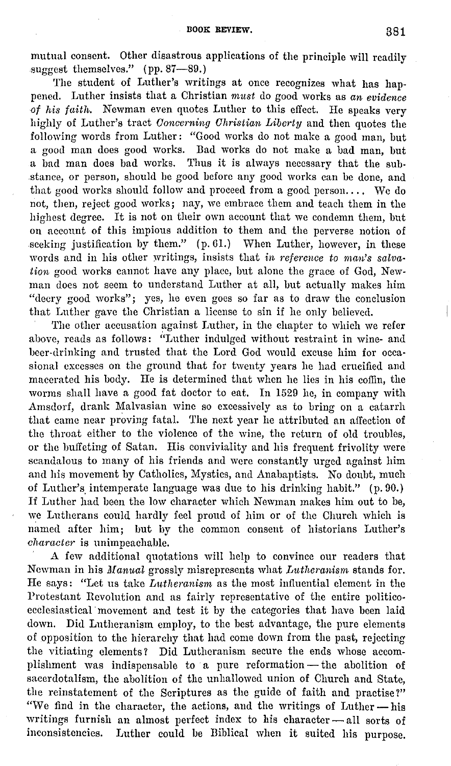mutual consent. Other disastrous applications of the principle will readily suggest themselves." (pp. 87—89.)

The student of Luther's writings at once recognizes what has happened. Luther insists that a Christian *must* do good works as *an evidence of his faith*. Newman even quotes Luther to this effect. He speaks very highly of Luther's tract *Concerning Christian Liberty* and then quotes the following words from Luther: "Good works do not make a good man, but a good man does good works. Bad works do not make a bad man, but a bad man does bad works. Thus it is always necessary that the substance, or person, should be good before any good works can be done, and that good works should follow and proceed from a good person.... We do not, then, reject good works; nay, we embrace them and teach them in the highest degree. It is not on their own account that we condemn them, but on account of this impious addition to them and the perverse notion of seeking justification by them." (p. 61.) When Luther, however, in these words and in his other writings, insists that *in reference to man's salvation* good works cannot have any place, but alone the grace of God, Newman does not seem to understand Luther at all, but actually makes him "decry good works"; yes, he even goes so far as to draw the conclusion that Luther gave the Christian a license to sin if he only believed.

The other accusation against Luther, in the chapter to which we refer above, reads as follows: "Luther indulged without restraint in wine- and beer-drinking and trusted that the Lord God would excuse him for occasional excesses on the ground that for twenty years he had crucified and macerated his body. He is determined that when he lies in his coffin, the worms shall have a good fat doctor to eat. In 1529 he, in company with Amsdorf, drank Malvasian wine so excessively as to bring on a catarrh that came near proving fatal. The next year he attributed an affection of the throat either to the violence of the wine, the return of old troubles, or the buffeting of Satan. His conviviality and his frequent frivolity were scandalous to many of his friends and were constantly urged against him and his movement by Catholics, Mystics, and Anabaptists. No doubt, much of Luther's intemperate language was due to his drinking habit." (p. 90.) If Luther had been the low character which Newman makes him out to be, we Lutherans could hardly feel proud of him or of the Church which is named after him; but by the common consent of historians Luther's *character* is unimpeachable.

A few additional quotations will help to convince our readers that Newman in his *Manual* grossly misrepresents what *Lutheranism* stands for. He says: "Let us take *Lutheranism* as the most influential element in the Protestant Revolution and as fairly representative of the entire politico-ecclesiastical movement and test it by the categories that have been laid down. Did Lutheranism employ, to the best advantage, the pure elements of opposition to the hierarchy that had come down from the past, rejecting the vitiating elements? Did Lutheranism secure the ends whose accomplishment was indispensable to a pure reformation — the abolition of sacerdotalism, the abolition of the unhallowed union of Church and State, the reinstatement of the Scriptures as the guide of faith and practise?" "We find in the character, the actions, and the writings of Luther — his writings furnish an almost perfect index to his character — all sorts of inconsistencies. Luther could be Biblical when it suited his purpose.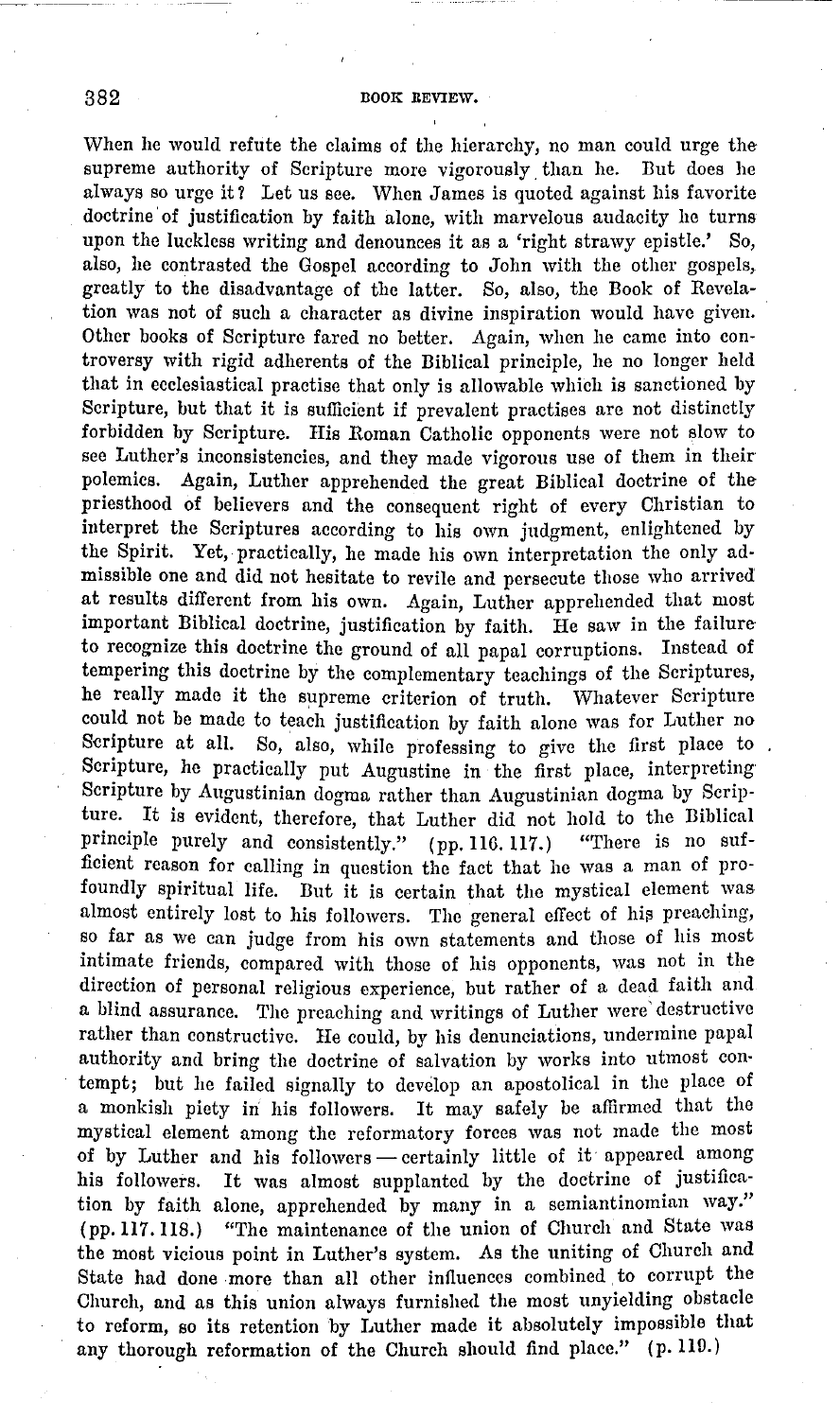When he would refute the claims of the hierarchy, no man could urge the supreme authority of Scripture more vigorously than he. But does he always so urge it? Let us see. When James is quoted against his favorite doctrine of justification by faith alone, with marvelous audacity he turns upon the luckless writing and denounces it as a 'right strawy epistle.' So, also, he contrasted the Gospel according to John with the other gospels, greatly to the disadvantage of the latter. So, also, the Book of Revelation was not of such a character as divine inspiration would have given. Other books of Scripture fared no better. Again, when he came into controversy with rigid adherents of the Biblical principle, he no longer held that in ecclesiastical practise that only is allowable which is sanctioned by Scripture, but that it is sufficient if prevalent practises are not distinctly forbidden by Scripture. His Roman Catholic opponents were not slow to see Luther's inconsistencies, and they made vigorous use of them in their polemics. Again, Luther apprehended the great Biblical doctrine of the priesthood of believers and the consequent right of every Christian to interpret the Scriptures according to his own judgment, enlightened by the Spirit. Yet, practically, he made his own interpretation the only admissible one and did not hesitate to revile and persecute those who arrived at results different from his own. Again, Luther apprehended that most important Biblical doctrine, justification by faith. He saw in the failure to recognize this doctrine the ground of all papal corruptions. Instead of tempering this doctrine by the complementary teachings of the Scriptures, he really made it the supreme criterion of truth. Whatever Scripture could not be made to teach justification by faith alone was for Luther no Scripture at all. So, also, while professing to give the first place to Scripture, he practically put Augustine in the first place, interpreting Scripture by Augustinian dogma rather than Augustinian dogma by Scripture. It is evident, therefore, that Luther did not hold to the Biblical principle purely and consistently." (pp. 116. 117.) "There is no sufficient reason for calling in question the fact that he was a man of profoundly spiritual life. But it is certain that the mystical element was almost entirely lost to his followers. The general effect of his preaching, so far as we can judge from his own statements and those of his most intimate friends, compared with those of his opponents, was not in the direction of personal religious experience, but rather of a dead faith and a blind assurance. The preaching and writings of Luther were destructive rather than constructive. He could, by his denunciations, undermine papal authority and bring the doctrine of salvation by works into utmost contempt; but he failed signally to develop an apostolical in the place of a monkish piety in his followers. It may safely be affirmed that the mystical element among the reformatory forces was not made the most of by Luther and his followers — certainly little of it appeared among his followers. It was almost supplanted by the doctrine of justification by faith alone, apprehended by many in a semiantinomian way." (pp. 117. 118.) "The maintenance of the union of Church and State was the most vicious point in Luther's system. As the uniting of Church and State had done more than all other influences combined to corrupt the Church, and as this union always furnished the most unyielding obstacle to reform, so its retention by Luther made it absolutely impossible that any thorough reformation of the Church should find place." (p. 119.)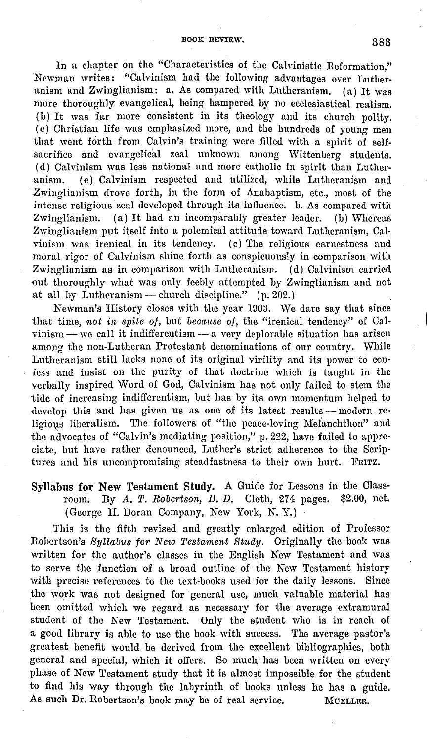In a chapter on the "Characteristics of the Calvinistic Reformation," Newman writes: "Calvinism had the following advantages over Lutheranism and Zwinglianism: a. As compared with Lutheranism. (a) It was more thoroughly evangelical, being hampered by no ecclesiastical realism. (b) It was far more consistent in its theology and its church polity. (c) Christian life was emphasized more, and the hundreds of young men that went forth from Calvin's training were filled with a spirit of self-sacrifice and evangelical zeal unknown among Wittenberg students. (d) Calvinism was less national and more catholic in spirit than Lutheranism. (e) Calvinism respected and utilized, while Lutheranism and Zwinglianism drove forth, in the form of Anabaptism, etc., most of the intense religious zeal developed through its influence. b. As compared with Zwinglianism. (a) It had an incomparably greater leader. (b) Whereas Zwinglianism put itself into a polemical attitude toward Lutheranism, Calvinism was irenical in its tendency. (c) The religious earnestness and moral rigor of Calvinism shine forth as conspicuously in comparison with Zwinglianism as in comparison with Lutheranism. (d) Calvinism carried out thoroughly what was only feebly attempted by Zwinglianism and not at all by Lutheranism — church discipline." (p. 202.)

Newman's History closes with the year 1903. We dare say that since that time, *not in spite of*, but *because of*, the "irenical tendency" of Calvinism — we call it indifferentism — a very deplorable situation has arisen among the non-Lutheran Protestant denominations of our country. While Lutheranism still lacks none of its original virility and its power to confess and insist on the purity of that doctrine which is taught in the verbally inspired Word of God, Calvinism has not only failed to stem the tide of increasing indifferentism, but has by its own momentum helped to develop this and has given us as one of its latest results — modern religious liberalism. The followers of "the peace-loving Melanchthon" and the advocates of "Calvin's mediating position," p. 222, have failed to appreciate, but have rather denounced, Luther's strict adherence to the Scriptures and his uncompromising steadfastness to their own hurt. FRITZ.

**Syllabus for New Testament Study.** A Guide for Lessons in the Classroom. By *A. T. Robertson, D. D.* Cloth, 274 pages. $2.00, net. (George H. Doran Company, New York, N. Y.)

This is the fifth revised and greatly enlarged edition of Professor Robertson's *Syllabus for New Testament Study*. Originally the book was written for the author's classes in the English New Testament and was to serve the function of a broad outline of the New Testament history with precise references to the text-books used for the daily lessons. Since the work was not designed for general use, much valuable material has been omitted which we regard as necessary for the average extramural student of the New Testament. Only the student who is in reach of a good library is able to use the book with success. The average pastor's greatest benefit would be derived from the excellent bibliographies, both general and special, which it offers. So much has been written on every phase of New Testament study that it is almost impossible for the student to find his way through the labyrinth of books unless he has a guide. As such Dr. Robertson's book may be of real service. MUELLER.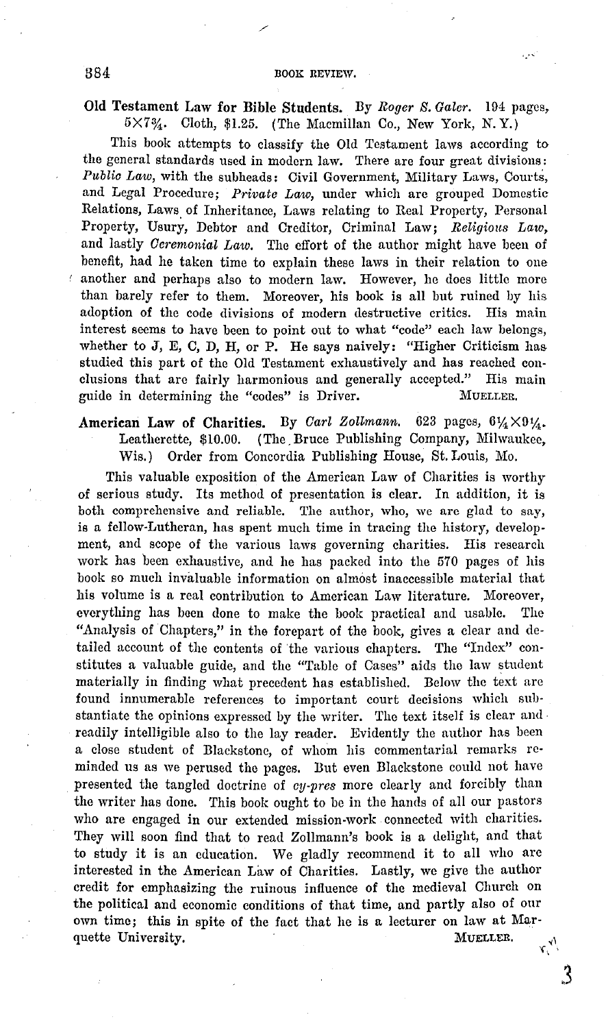**Old Testament Law for Bible Students.** By *Roger S. Galer.* 194 pages, 5×7¾. Cloth, $1.25. (The Macmillan Co., New York, N. Y.)

This book attempts to classify the Old Testament laws according to the general standards used in modern law. There are four great divisions: *Public Law,* with the subheads: Civil Government, Military Laws, Courts, and Legal Procedure; *Private Law,* under which are grouped Domestic Relations, Laws of Inheritance, Laws relating to Real Property, Personal Property, Usury, Debtor and Creditor, Criminal Law; *Religious Law,* and lastly *Ceremonial Law.* The effort of the author might have been of benefit, had he taken time to explain these laws in their relation to one another and perhaps also to modern law. However, he does little more than barely refer to them. Moreover, his book is all but ruined by his adoption of the code divisions of modern destructive critics. His main interest seems to have been to point out to what "code" each law belongs, whether to J, E, C, D, H, or P. He says naively: "Higher Criticism has studied this part of the Old Testament exhaustively and has reached conclusions that are fairly harmonious and generally accepted." His main guide in determining the "codes" is Driver. MUELLER.

**American Law of Charities.** By *Carl Zollmann.* 623 pages, 6¼×9¼. Leatherette, $10.00. (The Bruce Publishing Company, Milwaukee, Wis.) Order from Concordia Publishing House, St. Louis, Mo.

This valuable exposition of the American Law of Charities is worthy of serious study. Its method of presentation is clear. In addition, it is both comprehensive and reliable. The author, who, we are glad to say, is a fellow-Lutheran, has spent much time in tracing the history, development, and scope of the various laws governing charities. His research work has been exhaustive, and he has packed into the 570 pages of his book so much invaluable information on almost inaccessible material that his volume is a real contribution to American Law literature. Moreover, everything has been done to make the book practical and usable. The "Analysis of Chapters," in the forepart of the book, gives a clear and detailed account of the contents of the various chapters. The "Index" constitutes a valuable guide, and the "Table of Cases" aids the law student materially in finding what precedent has established. Below the text are found innumerable references to important court decisions which substantiate the opinions expressed by the writer. The text itself is clear and readily intelligible also to the lay reader. Evidently the author has been a close student of Blackstone, of whom his commentarial remarks reminded us as we perused the pages. But even Blackstone could not have presented the tangled doctrine of *cy-pres* more clearly and forcibly than the writer has done. This book ought to be in the hands of all our pastors who are engaged in our extended mission-work connected with charities. They will soon find that to read Zollmann's book is a delight, and that to study it is an education. We gladly recommend it to all who are interested in the American Law of Charities. Lastly, we give the author credit for emphasizing the ruinous influence of the medieval Church on the political and economic conditions of that time, and partly also of our own time; this in spite of the fact that he is a lecturer on law at Marquette University. MUELLER.